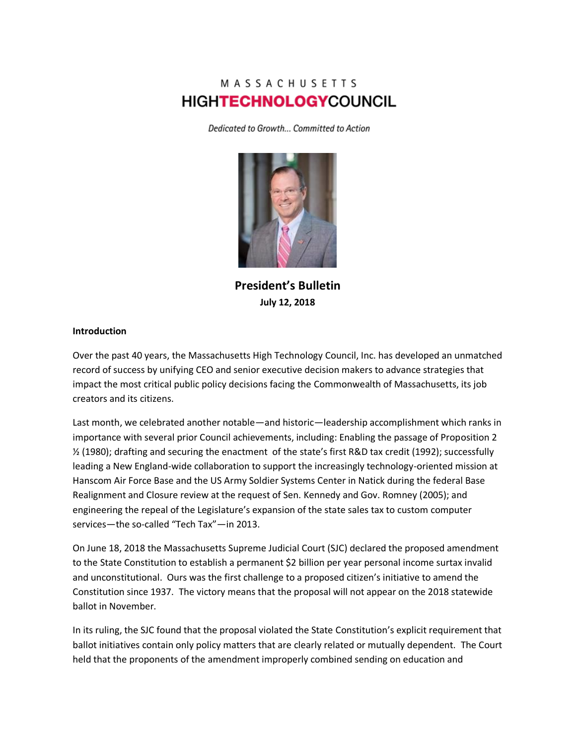MASSACHUSETTS
# HIGHTECHNOLOGYCOUNCIL

*Dedicated to Growth... Committed to Action*

**President's Bulletin**
**July 12, 2018**

### Introduction

Over the past 40 years, the Massachusetts High Technology Council, Inc. has developed an unmatched record of success by unifying CEO and senior executive decision makers to advance strategies that impact the most critical public policy decisions facing the Commonwealth of Massachusetts, its job creators and its citizens.

Last month, we celebrated another notable—and historic—leadership accomplishment which ranks in importance with several prior Council achievements, including: Enabling the passage of Proposition 2 ½ (1980); drafting and securing the enactment of the state's first R&D tax credit (1992); successfully leading a New England-wide collaboration to support the increasingly technology-oriented mission at Hanscom Air Force Base and the US Army Soldier Systems Center in Natick during the federal Base Realignment and Closure review at the request of Sen. Kennedy and Gov. Romney (2005); and engineering the repeal of the Legislature's expansion of the state sales tax to custom computer services—the so-called "Tech Tax"—in 2013.

On June 18, 2018 the Massachusetts Supreme Judicial Court (SJC) declared the proposed amendment to the State Constitution to establish a permanent $2 billion per year personal income surtax invalid and unconstitutional. Ours was the first challenge to a proposed citizen's initiative to amend the Constitution since 1937. The victory means that the proposal will not appear on the 2018 statewide ballot in November.

In its ruling, the SJC found that the proposal violated the State Constitution's explicit requirement that ballot initiatives contain only policy matters that are clearly related or mutually dependent. The Court held that the proponents of the amendment improperly combined sending on education and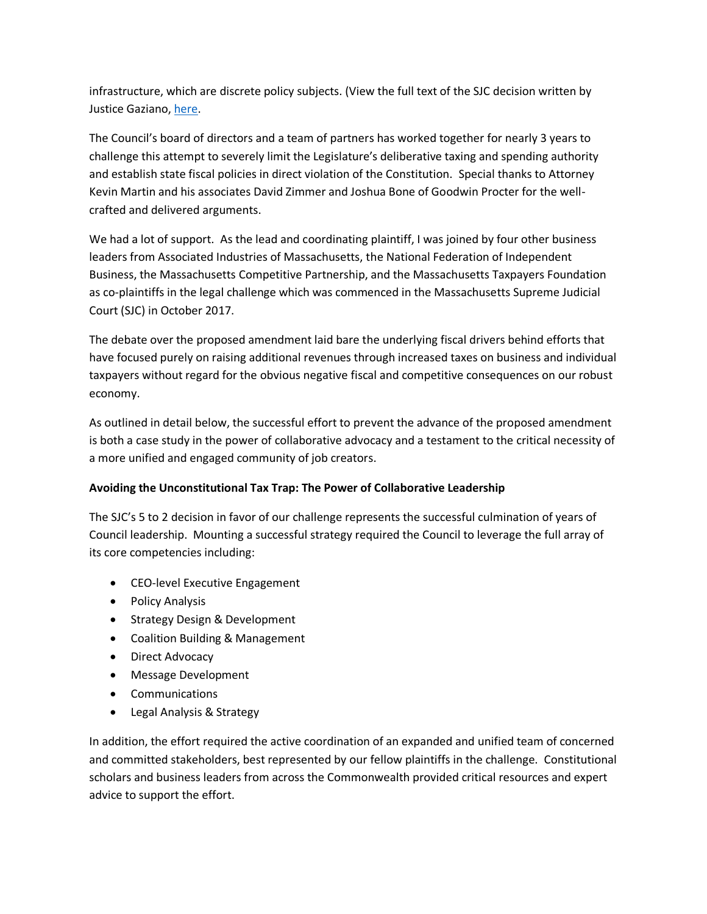infrastructure, which are discrete policy subjects. (View the full text of the SJC decision written by Justice Gaziano, here.

The Council's board of directors and a team of partners has worked together for nearly 3 years to challenge this attempt to severely limit the Legislature's deliberative taxing and spending authority and establish state fiscal policies in direct violation of the Constitution. Special thanks to Attorney Kevin Martin and his associates David Zimmer and Joshua Bone of Goodwin Procter for the well-crafted and delivered arguments.

We had a lot of support. As the lead and coordinating plaintiff, I was joined by four other business leaders from Associated Industries of Massachusetts, the National Federation of Independent Business, the Massachusetts Competitive Partnership, and the Massachusetts Taxpayers Foundation as co-plaintiffs in the legal challenge which was commenced in the Massachusetts Supreme Judicial Court (SJC) in October 2017.

The debate over the proposed amendment laid bare the underlying fiscal drivers behind efforts that have focused purely on raising additional revenues through increased taxes on business and individual taxpayers without regard for the obvious negative fiscal and competitive consequences on our robust economy.

As outlined in detail below, the successful effort to prevent the advance of the proposed amendment is both a case study in the power of collaborative advocacy and a testament to the critical necessity of a more unified and engaged community of job creators.

**Avoiding the Unconstitutional Tax Trap: The Power of Collaborative Leadership**

The SJC's 5 to 2 decision in favor of our challenge represents the successful culmination of years of Council leadership. Mounting a successful strategy required the Council to leverage the full array of its core competencies including:

- CEO-level Executive Engagement
- Policy Analysis
- Strategy Design & Development
- Coalition Building & Management
- Direct Advocacy
- Message Development
- Communications
- Legal Analysis & Strategy

In addition, the effort required the active coordination of an expanded and unified team of concerned and committed stakeholders, best represented by our fellow plaintiffs in the challenge. Constitutional scholars and business leaders from across the Commonwealth provided critical resources and expert advice to support the effort.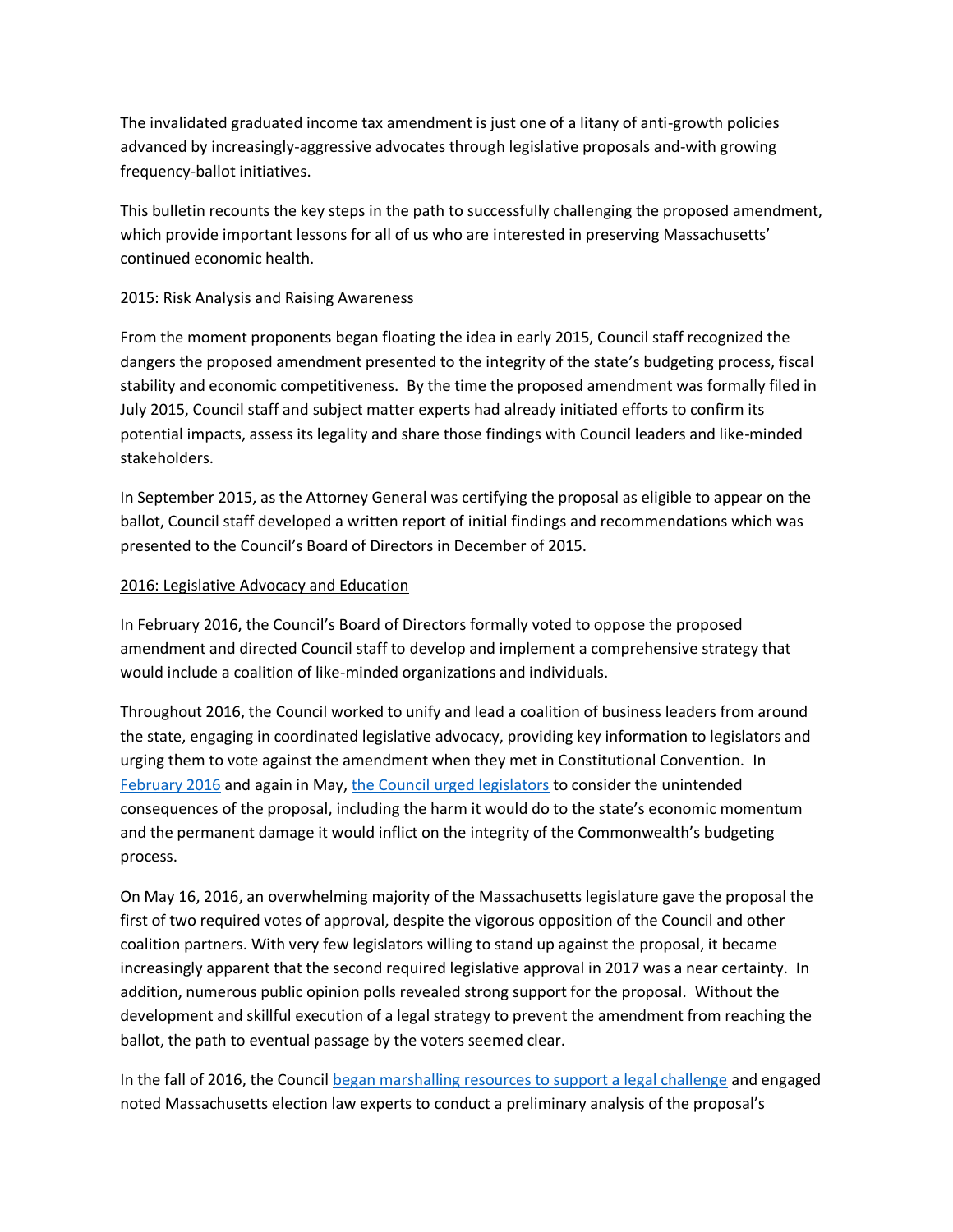The invalidated graduated income tax amendment is just one of a litany of anti-growth policies advanced by increasingly-aggressive advocates through legislative proposals and-with growing frequency-ballot initiatives.

This bulletin recounts the key steps in the path to successfully challenging the proposed amendment, which provide important lessons for all of us who are interested in preserving Massachusetts' continued economic health.

2015: Risk Analysis and Raising Awareness

From the moment proponents began floating the idea in early 2015, Council staff recognized the dangers the proposed amendment presented to the integrity of the state's budgeting process, fiscal stability and economic competitiveness. By the time the proposed amendment was formally filed in July 2015, Council staff and subject matter experts had already initiated efforts to confirm its potential impacts, assess its legality and share those findings with Council leaders and like-minded stakeholders.

In September 2015, as the Attorney General was certifying the proposal as eligible to appear on the ballot, Council staff developed a written report of initial findings and recommendations which was presented to the Council's Board of Directors in December of 2015.

2016: Legislative Advocacy and Education

In February 2016, the Council's Board of Directors formally voted to oppose the proposed amendment and directed Council staff to develop and implement a comprehensive strategy that would include a coalition of like-minded organizations and individuals.

Throughout 2016, the Council worked to unify and lead a coalition of business leaders from around the state, engaging in coordinated legislative advocacy, providing key information to legislators and urging them to vote against the amendment when they met in Constitutional Convention. In February 2016 and again in May, the Council urged legislators to consider the unintended consequences of the proposal, including the harm it would do to the state's economic momentum and the permanent damage it would inflict on the integrity of the Commonwealth's budgeting process.

On May 16, 2016, an overwhelming majority of the Massachusetts legislature gave the proposal the first of two required votes of approval, despite the vigorous opposition of the Council and other coalition partners. With very few legislators willing to stand up against the proposal, it became increasingly apparent that the second required legislative approval in 2017 was a near certainty. In addition, numerous public opinion polls revealed strong support for the proposal. Without the development and skillful execution of a legal strategy to prevent the amendment from reaching the ballot, the path to eventual passage by the voters seemed clear.

In the fall of 2016, the Council began marshalling resources to support a legal challenge and engaged noted Massachusetts election law experts to conduct a preliminary analysis of the proposal's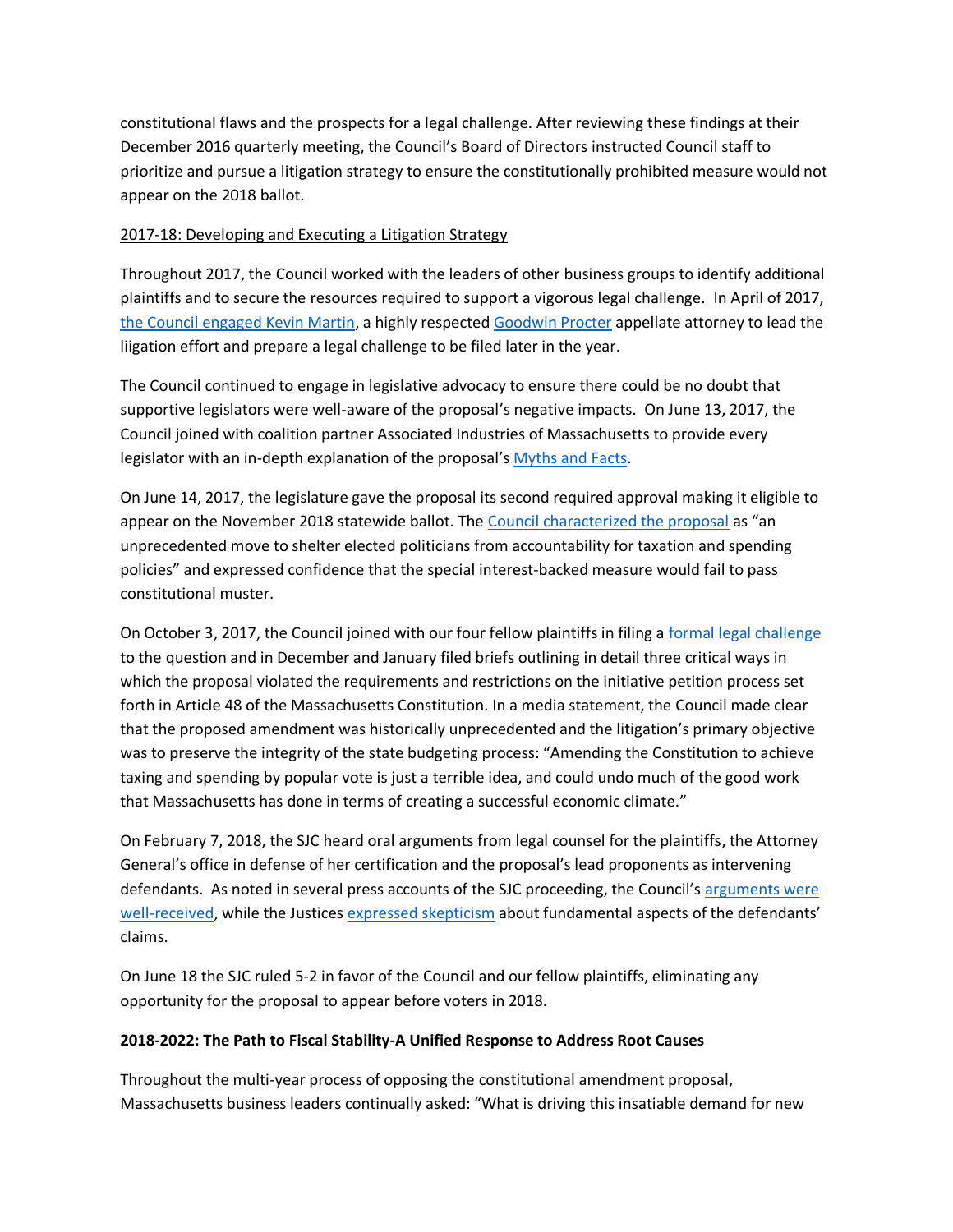constitutional flaws and the prospects for a legal challenge. After reviewing these findings at their December 2016 quarterly meeting, the Council's Board of Directors instructed Council staff to prioritize and pursue a litigation strategy to ensure the constitutionally prohibited measure would not appear on the 2018 ballot.

2017-18: Developing and Executing a Litigation Strategy

Throughout 2017, the Council worked with the leaders of other business groups to identify additional plaintiffs and to secure the resources required to support a vigorous legal challenge. In April of 2017, the Council engaged Kevin Martin, a highly respected Goodwin Procter appellate attorney to lead the liigation effort and prepare a legal challenge to be filed later in the year.

The Council continued to engage in legislative advocacy to ensure there could be no doubt that supportive legislators were well-aware of the proposal's negative impacts. On June 13, 2017, the Council joined with coalition partner Associated Industries of Massachusetts to provide every legislator with an in-depth explanation of the proposal's Myths and Facts.

On June 14, 2017, the legislature gave the proposal its second required approval making it eligible to appear on the November 2018 statewide ballot. The Council characterized the proposal as "an unprecedented move to shelter elected politicians from accountability for taxation and spending policies" and expressed confidence that the special interest-backed measure would fail to pass constitutional muster.

On October 3, 2017, the Council joined with our four fellow plaintiffs in filing a formal legal challenge to the question and in December and January filed briefs outlining in detail three critical ways in which the proposal violated the requirements and restrictions on the initiative petition process set forth in Article 48 of the Massachusetts Constitution. In a media statement, the Council made clear that the proposed amendment was historically unprecedented and the litigation's primary objective was to preserve the integrity of the state budgeting process: "Amending the Constitution to achieve taxing and spending by popular vote is just a terrible idea, and could undo much of the good work that Massachusetts has done in terms of creating a successful economic climate."

On February 7, 2018, the SJC heard oral arguments from legal counsel for the plaintiffs, the Attorney General's office in defense of her certification and the proposal's lead proponents as intervening defendants. As noted in several press accounts of the SJC proceeding, the Council's arguments were well-received, while the Justices expressed skepticism about fundamental aspects of the defendants' claims.

On June 18 the SJC ruled 5-2 in favor of the Council and our fellow plaintiffs, eliminating any opportunity for the proposal to appear before voters in 2018.

**2018-2022: The Path to Fiscal Stability-A Unified Response to Address Root Causes**

Throughout the multi-year process of opposing the constitutional amendment proposal, Massachusetts business leaders continually asked: "What is driving this insatiable demand for new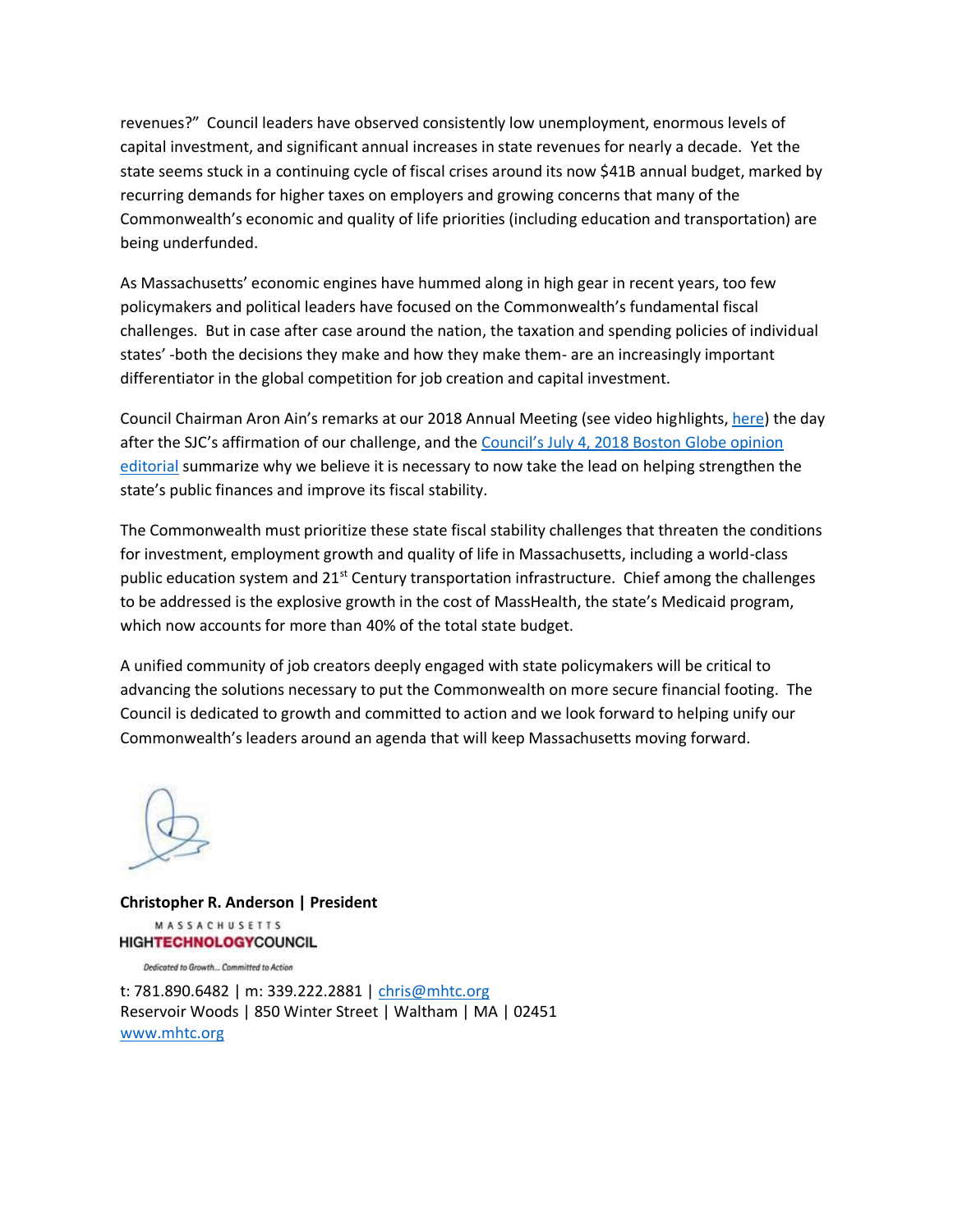revenues?" Council leaders have observed consistently low unemployment, enormous levels of capital investment, and significant annual increases in state revenues for nearly a decade. Yet the state seems stuck in a continuing cycle of fiscal crises around its now $41B annual budget, marked by recurring demands for higher taxes on employers and growing concerns that many of the Commonwealth's economic and quality of life priorities (including education and transportation) are being underfunded.

As Massachusetts' economic engines have hummed along in high gear in recent years, too few policymakers and political leaders have focused on the Commonwealth's fundamental fiscal challenges. But in case after case around the nation, the taxation and spending policies of individual states' -both the decisions they make and how they make them- are an increasingly important differentiator in the global competition for job creation and capital investment.

Council Chairman Aron Ain's remarks at our 2018 Annual Meeting (see video highlights, here) the day after the SJC's affirmation of our challenge, and the Council's July 4, 2018 Boston Globe opinion editorial summarize why we believe it is necessary to now take the lead on helping strengthen the state's public finances and improve its fiscal stability.

The Commonwealth must prioritize these state fiscal stability challenges that threaten the conditions for investment, employment growth and quality of life in Massachusetts, including a world-class public education system and 21st Century transportation infrastructure. Chief among the challenges to be addressed is the explosive growth in the cost of MassHealth, the state's Medicaid program, which now accounts for more than 40% of the total state budget.

A unified community of job creators deeply engaged with state policymakers will be critical to advancing the solutions necessary to put the Commonwealth on more secure financial footing. The Council is dedicated to growth and committed to action and we look forward to helping unify our Commonwealth's leaders around an agenda that will keep Massachusetts moving forward.

**Christopher R. Anderson | President**

MASSACHUSETTS HIGHTECHNOLOGYCOUNCIL

*Dedicated to Growth... Committed to Action*

t: 781.890.6482 | m: 339.222.2881 | chris@mhtc.org
Reservoir Woods | 850 Winter Street | Waltham | MA | 02451
www.mhtc.org